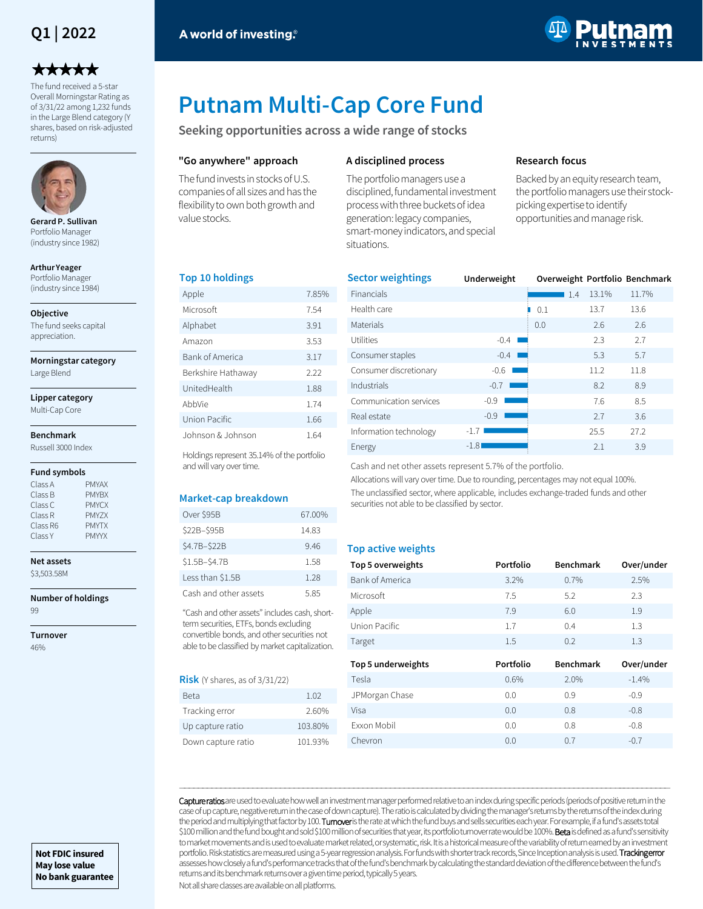Q1 | 2022

★★★★★

The fund received a 5-star Overall Morningstar Rating as of 3/31/22 among 1,232 funds in the Large Blend category (Y shares, based on risk-adjusted returns)

**Gerard P. Sullivan**
Portfolio Manager
(industry since 1982)

**Arthur Yeager**
Portfolio Manager
(industry since 1984)

**Objective**
The fund seeks capital appreciation.

**Morningstar category**
Large Blend

**Lipper category**
Multi-Cap Core

**Benchmark**
Russell 3000 Index

**Fund symbols**

| Class | Symbol |
|---|---|
| Class A | PMYAX |
| Class B | PMYBX |
| Class C | PMYCX |
| Class R | PMYZX |
| Class R6 | PMYTX |
| Class Y | PMYYX |

**Net assets**
$3,503.58M

**Number of holdings**
99

**Turnover**
46%

**Not FDIC insured**
**May lose value**
**No bank guarantee**

A world of investing.®

Putnam INVESTMENTS

# Putnam Multi-Cap Core Fund

## Seeking opportunities across a wide range of stocks

### "Go anywhere" approach

The fund invests in stocks of U.S. companies of all sizes and has the flexibility to own both growth and value stocks.

### A disciplined process

The portfolio managers use a disciplined, fundamental investment process with three buckets of idea generation: legacy companies, smart-money indicators, and special situations.

### Research focus

Backed by an equity research team, the portfolio managers use their stock-picking expertise to identify opportunities and manage risk.

### Top 10 holdings

| Holding | % |
|---|---|
| Apple | 7.85% |
| Microsoft | 7.54 |
| Alphabet | 3.91 |
| Amazon | 3.53 |
| Bank of America | 3.17 |
| Berkshire Hathaway | 2.22 |
| UnitedHealth | 1.88 |
| AbbVie | 1.74 |
| Union Pacific | 1.66 |
| Johnson & Johnson | 1.64 |

Holdings represent 35.14% of the portfolio and will vary over time.

### Market-cap breakdown

| Market cap | % |
|---|---|
| Over $95B | 67.00% |
| $22B–$95B | 14.83 |
| $4.7B–$22B | 9.46 |
| $1.5B–$4.7B | 1.58 |
| Less than $1.5B | 1.28 |
| Cash and other assets | 5.85 |

"Cash and other assets" includes cash, short-term securities, ETFs, bonds excluding convertible bonds, and other securities not able to be classified by market capitalization.

### Risk (Y shares, as of 3/31/22)

| Measure | Value |
|---|---|
| Beta | 1.02 |
| Tracking error | 2.60% |
| Up capture ratio | 103.80% |
| Down capture ratio | 101.93% |

### Sector weightings

| Sector | Underweight/Overweight | Portfolio | Benchmark |
|---|---|---|---|
| Financials | 1.4 | 13.1% | 11.7% |
| Health care | 0.1 | 13.7 | 13.6 |
| Materials | 0.0 | 2.6 | 2.6 |
| Utilities | -0.4 | 2.3 | 2.7 |
| Consumer staples | -0.4 | 5.3 | 5.7 |
| Consumer discretionary | -0.6 | 11.2 | 11.8 |
| Industrials | -0.7 | 8.2 | 8.9 |
| Communication services | -0.9 | 7.6 | 8.5 |
| Real estate | -0.9 | 2.7 | 3.6 |
| Information technology | -1.7 | 25.5 | 27.2 |
| Energy | -1.8 | 2.1 | 3.9 |

Cash and net other assets represent 5.7% of the portfolio.

Allocations will vary over time. Due to rounding, percentages may not equal 100%.

The unclassified sector, where applicable, includes exchange-traded funds and other securities not able to be classified by sector.

### Top active weights

| Top 5 overweights | Portfolio | Benchmark | Over/under |
|---|---|---|---|
| Bank of America | 3.2% | 0.7% | 2.5% |
| Microsoft | 7.5 | 5.2 | 2.3 |
| Apple | 7.9 | 6.0 | 1.9 |
| Union Pacific | 1.7 | 0.4 | 1.3 |
| Target | 1.5 | 0.2 | 1.3 |

| Top 5 underweights | Portfolio | Benchmark | Over/under |
|---|---|---|---|
| Tesla | 0.6% | 2.0% | -1.4% |
| JPMorgan Chase | 0.0 | 0.9 | -0.9 |
| Visa | 0.0 | 0.8 | -0.8 |
| Exxon Mobil | 0.0 | 0.8 | -0.8 |
| Chevron | 0.0 | 0.7 | -0.7 |

**Capture ratios** are used to evaluate how well an investment manager performed relative to an index during specific periods (periods of positive return in the case of up capture, negative return in the case of down capture). The ratio is calculated by dividing the manager's returns by the returns of the index during the period and multiplying that factor by 100. **Turnover** is the rate at which the fund buys and sells securities each year. For example, if a fund's assets total $100 million and the fund bought and sold $100 million of securities that year, its portfolio turnover rate would be 100%. **Beta** is defined as a fund's sensitivity to market movements and is used to evaluate market related, or systematic, risk. It is a historical measure of the variability of return earned by an investment portfolio. Risk statistics are measured using a 5-year regression analysis. For funds with shorter track records, Since Inception analysis is used. **Tracking error** assesses how closely a fund's performance tracks that of the fund's benchmark by calculating the standard deviation of the difference between the fund's returns and its benchmark returns over a given time period, typically 5 years.

Not all share classes are available on all platforms.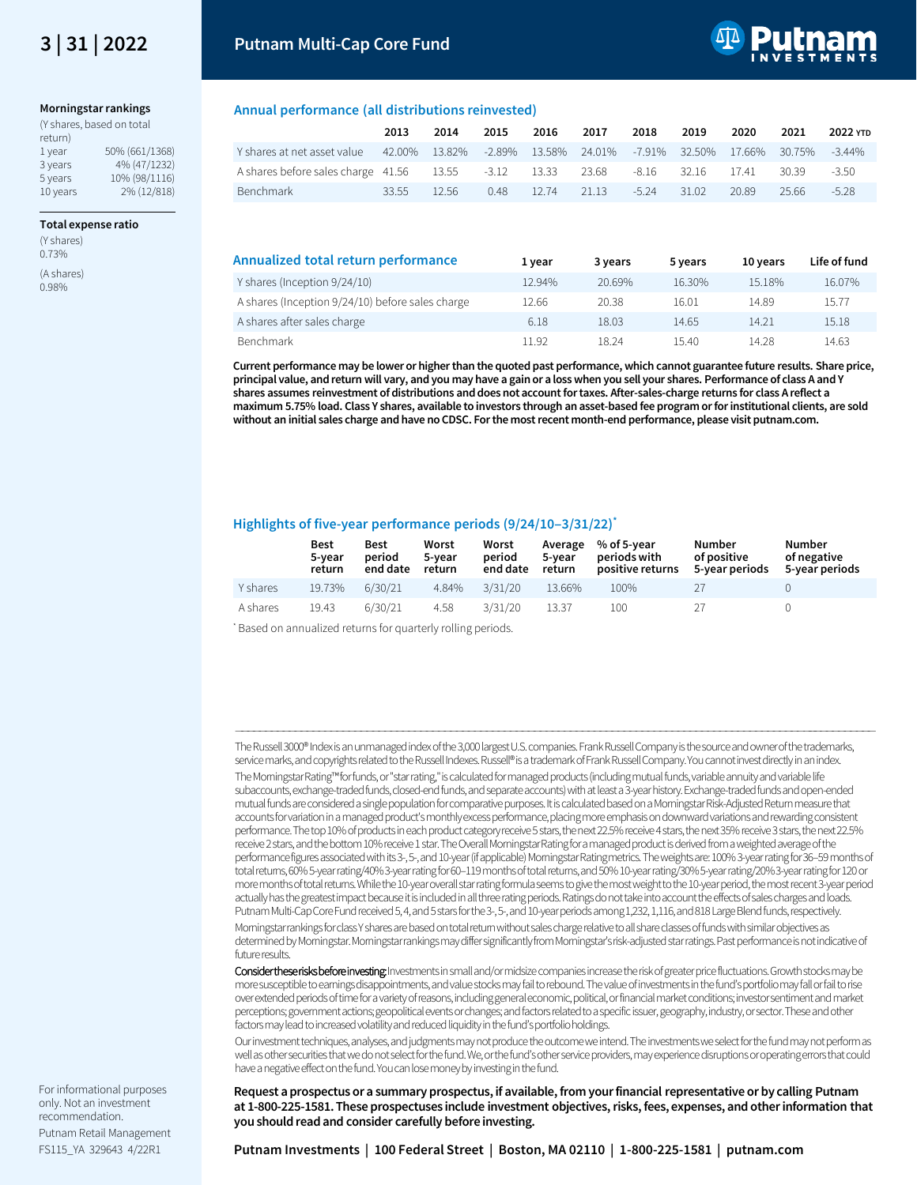# 3 | 31 | 2022

## Putnam Multi-Cap Core Fund

**Morningstar rankings**

(Y shares, based on total return)

| | |
|---|---|
| 1 year | 50% (661/1368) |
| 3 years | 4% (47/1232) |
| 5 years | 10% (98/1116) |
| 10 years | 2% (12/818) |

**Total expense ratio**

(Y shares)
0.73%

(A shares)
0.98%

### Annual performance (all distributions reinvested)

| | 2013 | 2014 | 2015 | 2016 | 2017 | 2018 | 2019 | 2020 | 2021 | 2022 YTD |
|---|---|---|---|---|---|---|---|---|---|---|
| Y shares at net asset value | 42.00% | 13.82% | -2.89% | 13.58% | 24.01% | -7.91% | 32.50% | 17.66% | 30.75% | -3.44% |
| A shares before sales charge | 41.56 | 13.55 | -3.12 | 13.33 | 23.68 | -8.16 | 32.16 | 17.41 | 30.39 | -3.50 |
| Benchmark | 33.55 | 12.56 | 0.48 | 12.74 | 21.13 | -5.24 | 31.02 | 20.89 | 25.66 | -5.28 |

### Annualized total return performance

| | 1 year | 3 years | 5 years | 10 years | Life of fund |
|---|---|---|---|---|---|
| Y shares (Inception 9/24/10) | 12.94% | 20.69% | 16.30% | 15.18% | 16.07% |
| A shares (Inception 9/24/10) before sales charge | 12.66 | 20.38 | 16.01 | 14.89 | 15.77 |
| A shares after sales charge | 6.18 | 18.03 | 14.65 | 14.21 | 15.18 |
| Benchmark | 11.92 | 18.24 | 15.40 | 14.28 | 14.63 |

**Current performance may be lower or higher than the quoted past performance, which cannot guarantee future results. Share price, principal value, and return will vary, and you may have a gain or a loss when you sell your shares. Performance of class A and Y shares assumes reinvestment of distributions and does not account for taxes. After-sales-charge returns for class A reflect a maximum 5.75% load. Class Y shares, available to investors through an asset-based fee program or for institutional clients, are sold without an initial sales charge and have no CDSC. For the most recent month-end performance, please visit putnam.com.**

### Highlights of five-year performance periods (9/24/10–3/31/22)*

| | Best 5-year return | Best period end date | Worst 5-year return | Worst period end date | Average 5-year return | % of 5-year periods with positive returns | Number of positive 5-year periods | Number of negative 5-year periods |
|---|---|---|---|---|---|---|---|---|
| Y shares | 19.73% | 6/30/21 | 4.84% | 3/31/20 | 13.66% | 100% | 27 | 0 |
| A shares | 19.43 | 6/30/21 | 4.58 | 3/31/20 | 13.37 | 100 | 27 | 0 |

* Based on annualized returns for quarterly rolling periods.

The Russell 3000® Index is an unmanaged index of the 3,000 largest U.S. companies. Frank Russell Company is the source and owner of the trademarks, service marks, and copyrights related to the Russell Indexes. Russell® is a trademark of Frank Russell Company. You cannot invest directly in an index.

The Morningstar Rating™ for funds, or "star rating," is calculated for managed products (including mutual funds, variable annuity and variable life subaccounts, exchange-traded funds, closed-end funds, and separate accounts) with at least a 3-year history. Exchange-traded funds and open-ended mutual funds are considered a single population for comparative purposes. It is calculated based on a Morningstar Risk-Adjusted Return measure that accounts for variation in a managed product's monthly excess performance, placing more emphasis on downward variations and rewarding consistent performance. The top 10% of products in each product category receive 5 stars, the next 22.5% receive 4 stars, the next 35% receive 3 stars, the next 22.5% receive 2 stars, and the bottom 10% receive 1 star. The Overall Morningstar Rating for a managed product is derived from a weighted average of the performance figures associated with its 3-, 5-, and 10-year (if applicable) Morningstar Rating metrics. The weights are: 100% 3-year rating for 36–59 months of total returns, 60% 5-year rating/40% 3-year rating for 60–119 months of total returns, and 50% 10-year rating/30% 5-year rating/20% 3-year rating for 120 or more months of total returns. While the 10-year overall star rating formula seems to give the most weight to the 10-year period, the most recent 3-year period actually has the greatest impact because it is included in all three rating periods. Ratings do not take into account the effects of sales charges and loads. Putnam Multi-Cap Core Fund received 5, 4, and 5 stars for the 3-, 5-, and 10-year periods among 1,232, 1,116, and 818 Large Blend funds, respectively.

Morningstar rankings for class Y shares are based on total return without sales charge relative to all share classes of funds with similar objectives as determined by Morningstar. Morningstar rankings may differ significantly from Morningstar's risk-adjusted star ratings. Past performance is not indicative of future results.

**Consider these risks before investing:** Investments in small and/or midsize companies increase the risk of greater price fluctuations. Growth stocks may be more susceptible to earnings disappointments, and value stocks may fail to rebound. The value of investments in the fund's portfolio may fall or fail to rise over extended periods of time for a variety of reasons, including general economic, political, or financial market conditions; investor sentiment and market perceptions; government actions; geopolitical events or changes; and factors related to a specific issuer, geography, industry, or sector. These and other factors may lead to increased volatility and reduced liquidity in the fund's portfolio holdings.

Our investment techniques, analyses, and judgments may not produce the outcome we intend. The investments we select for the fund may not perform as well as other securities that we do not select for the fund. We, or the fund's other service providers, may experience disruptions or operating errors that could have a negative effect on the fund. You can lose money by investing in the fund.

**Request a prospectus or a summary prospectus, if available, from your financial representative or by calling Putnam at 1-800-225-1581. These prospectuses include investment objectives, risks, fees, expenses, and other information that you should read and consider carefully before investing.**

For informational purposes only. Not an investment recommendation.

Putnam Retail Management

FS115_YA 329643 4/22R1

**Putnam Investments | 100 Federal Street | Boston, MA 02110 | 1-800-225-1581 | putnam.com**